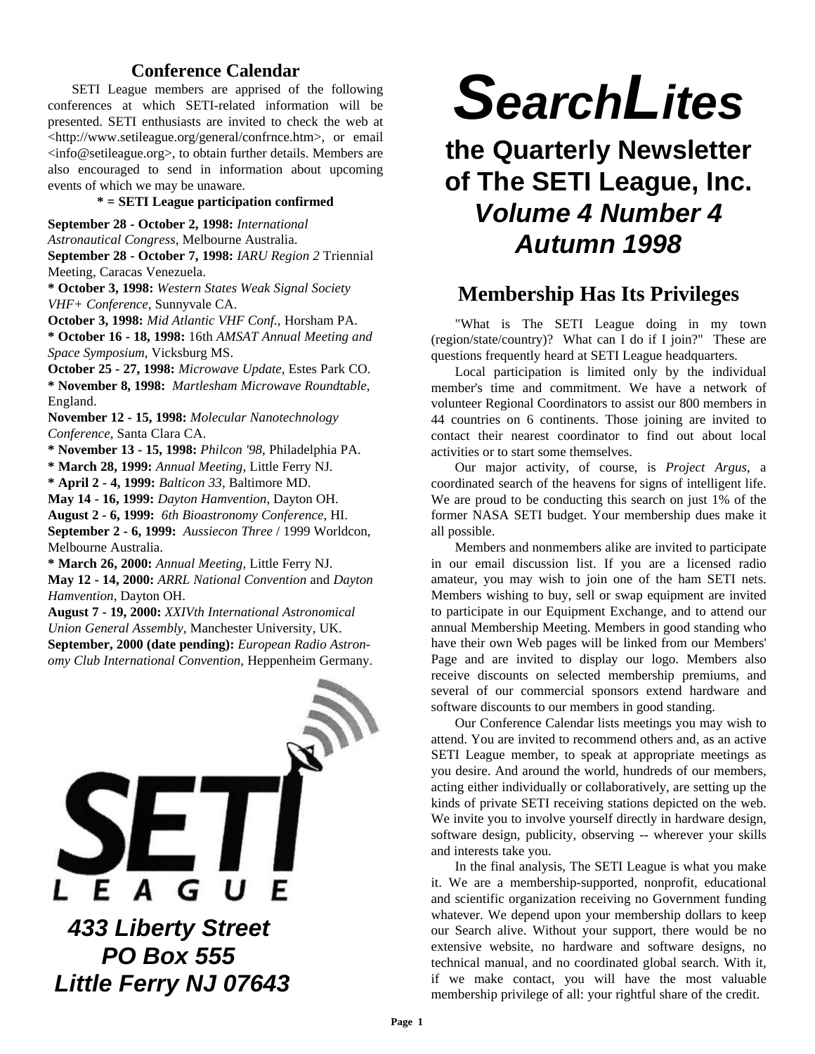# SearchLites

## the Quarterly Newsletter of The SETI League, Inc.

## *Volume 4 Number 4*
## *Autumn 1998*

### Conference Calendar

SETI League members are apprised of the following conferences at which SETI-related information will be presented. SETI enthusiasts are invited to check the web at <http://www.setileague.org/general/confrnce.htm>, or email <info@setileague.org>, to obtain further details. Members are also encouraged to send in information about upcoming events of which we may be unaware.

**\* = SETI League participation confirmed**

**September 28 - October 2, 1998:** *International Astronautical Congress*, Melbourne Australia.
**September 28 - October 7, 1998:** *IARU Region 2* Triennial Meeting, Caracas Venezuela.
**\* October 3, 1998:** *Western States Weak Signal Society VHF+ Conference*, Sunnyvale CA.
**October 3, 1998:** *Mid Atlantic VHF Conf.*, Horsham PA.
**\* October 16 - 18, 1998:** 16th *AMSAT Annual Meeting and Space Symposium*, Vicksburg MS.
**October 25 - 27, 1998:** *Microwave Update*, Estes Park CO.
**\* November 8, 1998:** *Martlesham Microwave Roundtable*, England.
**November 12 - 15, 1998:** *Molecular Nanotechnology Conference*, Santa Clara CA.
**\* November 13 - 15, 1998:** *Philcon '98*, Philadelphia PA.
**\* March 28, 1999:** *Annual Meeting*, Little Ferry NJ.
**\* April 2 - 4, 1999:** *Balticon 33*, Baltimore MD.
**May 14 - 16, 1999:** *Dayton Hamvention*, Dayton OH.
**August 2 - 6, 1999:** *6th Bioastronomy Conference*, HI.
**September 2 - 6, 1999:** *Aussiecon Three* / 1999 Worldcon, Melbourne Australia.
**\* March 26, 2000:** *Annual Meeting*, Little Ferry NJ.
**May 12 - 14, 2000:** *ARRL National Convention* and *Dayton Hamvention*, Dayton OH.
**August 7 - 19, 2000:** *XXIVth International Astronomical Union General Assembly*, Manchester University, UK.
**September, 2000 (date pending):** *European Radio Astronomy Club International Convention*, Heppenheim Germany.

SETI LEAGUE

***433 Liberty Street***
***PO Box 555***
***Little Ferry NJ 07643***

### Membership Has Its Privileges

"What is The SETI League doing in my town (region/state/country)? What can I do if I join?" These are questions frequently heard at SETI League headquarters.

Local participation is limited only by the individual member's time and commitment. We have a network of volunteer Regional Coordinators to assist our 800 members in 44 countries on 6 continents. Those joining are invited to contact their nearest coordinator to find out about local activities or to start some themselves.

Our major activity, of course, is *Project Argus*, a coordinated search of the heavens for signs of intelligent life. We are proud to be conducting this search on just 1% of the former NASA SETI budget. Your membership dues make it all possible.

Members and nonmembers alike are invited to participate in our email discussion list. If you are a licensed radio amateur, you may wish to join one of the ham SETI nets. Members wishing to buy, sell or swap equipment are invited to participate in our Equipment Exchange, and to attend our annual Membership Meeting. Members in good standing who have their own Web pages will be linked from our Members' Page and are invited to display our logo. Members also receive discounts on selected membership premiums, and several of our commercial sponsors extend hardware and software discounts to our members in good standing.

Our Conference Calendar lists meetings you may wish to attend. You are invited to recommend others and, as an active SETI League member, to speak at appropriate meetings as you desire. And around the world, hundreds of our members, acting either individually or collaboratively, are setting up the kinds of private SETI receiving stations depicted on the web. We invite you to involve yourself directly in hardware design, software design, publicity, observing -- wherever your skills and interests take you.

In the final analysis, The SETI League is what you make it. We are a membership-supported, nonprofit, educational and scientific organization receiving no Government funding whatever. We depend upon your membership dollars to keep our Search alive. Without your support, there would be no extensive website, no hardware and software designs, no technical manual, and no coordinated global search. With it, if we make contact, you will have the most valuable membership privilege of all: your rightful share of the credit.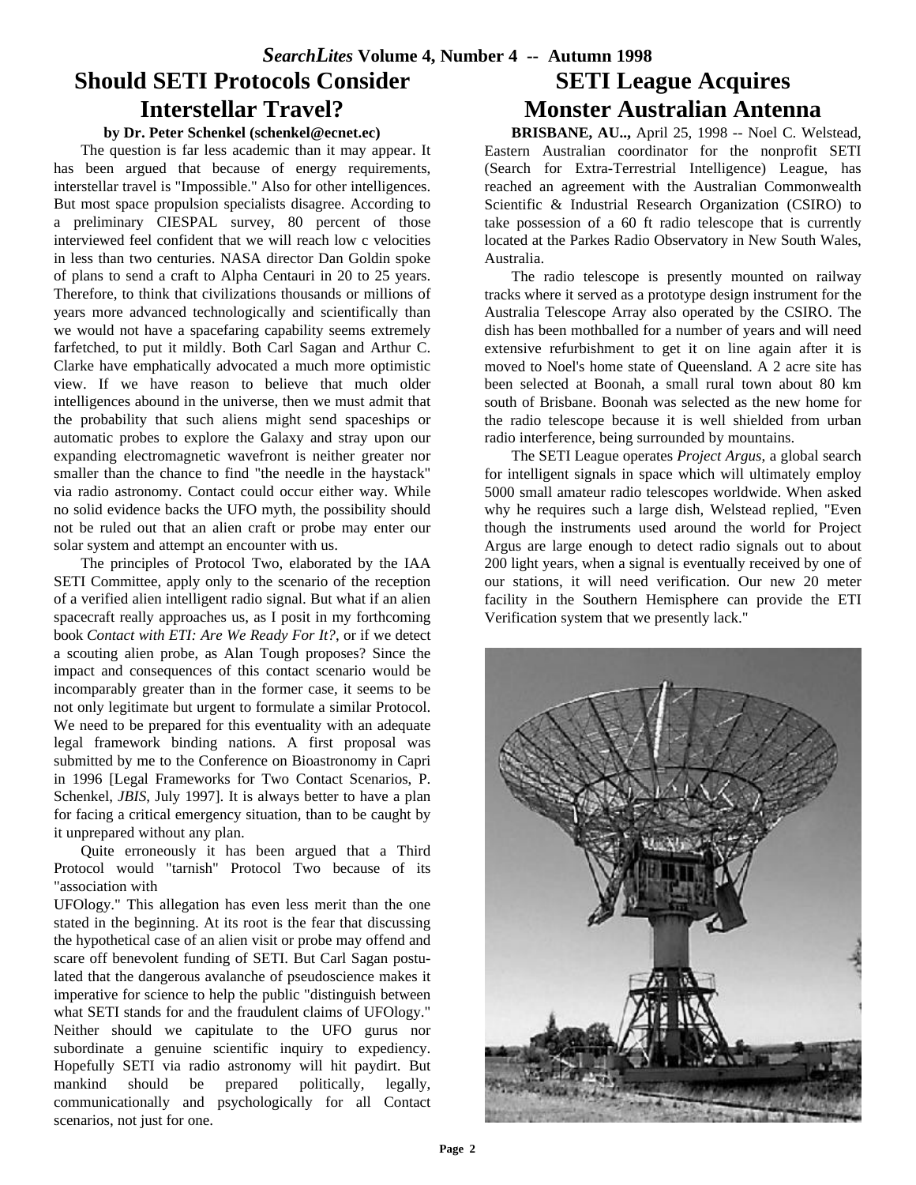# Should SETI Protocols Consider Interstellar Travel?

**by Dr. Peter Schenkel (schenkel@ecnet.ec)**

The question is far less academic than it may appear. It has been argued that because of energy requirements, interstellar travel is "Impossible." Also for other intelligences. But most space propulsion specialists disagree. According to a preliminary CIESPAL survey, 80 percent of those interviewed feel confident that we will reach low c velocities in less than two centuries. NASA director Dan Goldin spoke of plans to send a craft to Alpha Centauri in 20 to 25 years. Therefore, to think that civilizations thousands or millions of years more advanced technologically and scientifically than we would not have a spacefaring capability seems extremely farfetched, to put it mildly. Both Carl Sagan and Arthur C. Clarke have emphatically advocated a much more optimistic view. If we have reason to believe that much older intelligences abound in the universe, then we must admit that the probability that such aliens might send spaceships or automatic probes to explore the Galaxy and stray upon our expanding electromagnetic wavefront is neither greater nor smaller than the chance to find "the needle in the haystack" via radio astronomy. Contact could occur either way. While no solid evidence backs the UFO myth, the possibility should not be ruled out that an alien craft or probe may enter our solar system and attempt an encounter with us.

The principles of Protocol Two, elaborated by the IAA SETI Committee, apply only to the scenario of the reception of a verified alien intelligent radio signal. But what if an alien spacecraft really approaches us, as I posit in my forthcoming book *Contact with ETI: Are We Ready For It?*, or if we detect a scouting alien probe, as Alan Tough proposes? Since the impact and consequences of this contact scenario would be incomparably greater than in the former case, it seems to be not only legitimate but urgent to formulate a similar Protocol. We need to be prepared for this eventuality with an adequate legal framework binding nations. A first proposal was submitted by me to the Conference on Bioastronomy in Capri in 1996 [Legal Frameworks for Two Contact Scenarios, P. Schenkel, *JBIS*, July 1997]. It is always better to have a plan for facing a critical emergency situation, than to be caught by it unprepared without any plan.

Quite erroneously it has been argued that a Third Protocol would "tarnish" Protocol Two because of its "association with UFOlogy." This allegation has even less merit than the one stated in the beginning. At its root is the fear that discussing the hypothetical case of an alien visit or probe may offend and scare off benevolent funding of SETI. But Carl Sagan postulated that the dangerous avalanche of pseudoscience makes it imperative for science to help the public "distinguish between what SETI stands for and the fraudulent claims of UFOlogy." Neither should we capitulate to the UFO gurus nor subordinate a genuine scientific inquiry to expediency. Hopefully SETI via radio astronomy will hit paydirt. But mankind should be prepared politically, legally, communicationally and psychologically for all Contact scenarios, not just for one.

# SETI League Acquires Monster Australian Antenna

**BRISBANE, AU..,** April 25, 1998 -- Noel C. Welstead, Eastern Australian coordinator for the nonprofit SETI (Search for Extra-Terrestrial Intelligence) League, has reached an agreement with the Australian Commonwealth Scientific & Industrial Research Organization (CSIRO) to take possession of a 60 ft radio telescope that is currently located at the Parkes Radio Observatory in New South Wales, Australia.

The radio telescope is presently mounted on railway tracks where it served as a prototype design instrument for the Australia Telescope Array also operated by the CSIRO. The dish has been mothballed for a number of years and will need extensive refurbishment to get it on line again after it is moved to Noel's home state of Queensland. A 2 acre site has been selected at Boonah, a small rural town about 80 km south of Brisbane. Boonah was selected as the new home for the radio telescope because it is well shielded from urban radio interference, being surrounded by mountains.

The SETI League operates *Project Argus*, a global search for intelligent signals in space which will ultimately employ 5000 small amateur radio telescopes worldwide. When asked why he requires such a large dish, Welstead replied, "Even though the instruments used around the world for Project Argus are large enough to detect radio signals out to about 200 light years, when a signal is eventually received by one of our stations, it will need verification. Our new 20 meter facility in the Southern Hemisphere can provide the ETI Verification system that we presently lack."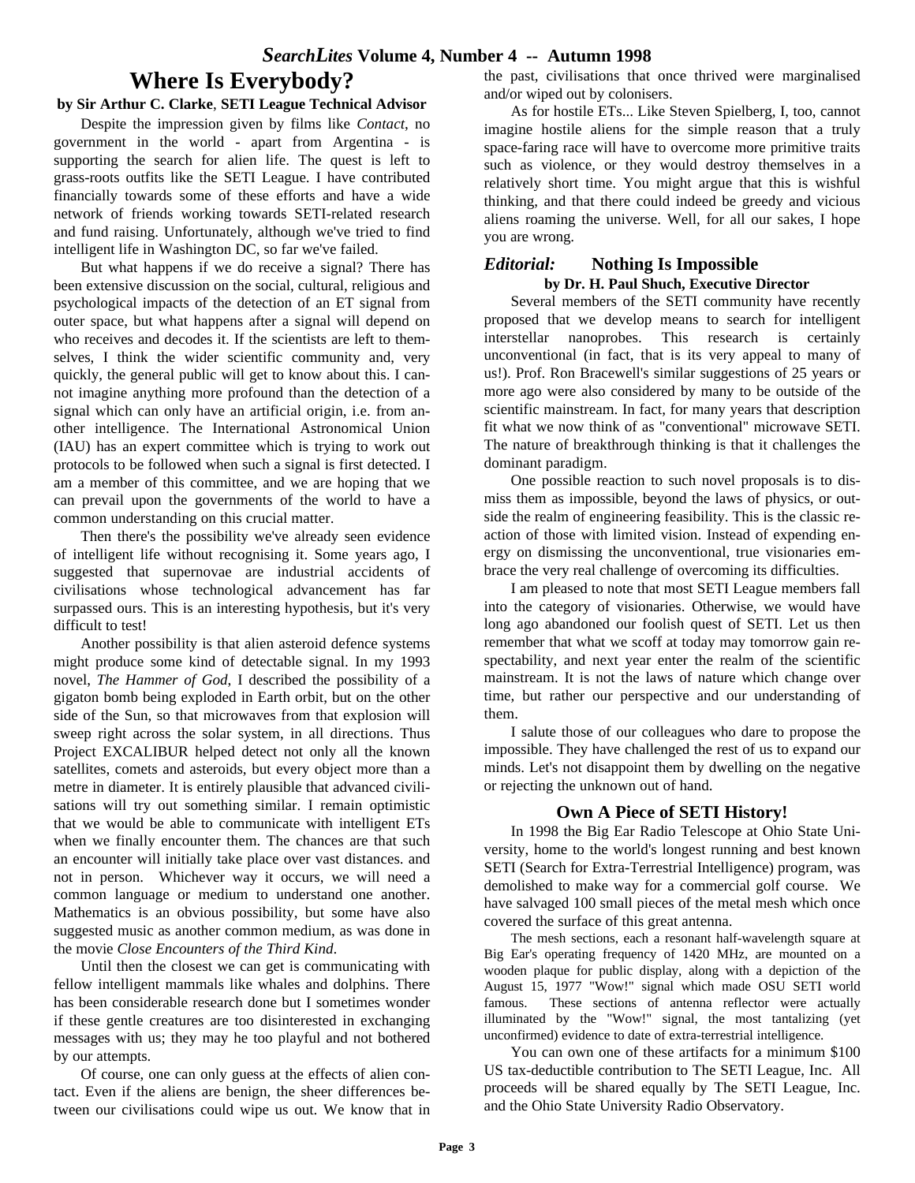# Where Is Everybody?

**by Sir Arthur C. Clarke, SETI League Technical Advisor**

Despite the impression given by films like *Contact*, no government in the world - apart from Argentina - is supporting the search for alien life. The quest is left to grass-roots outfits like the SETI League. I have contributed financially towards some of these efforts and have a wide network of friends working towards SETI-related research and fund raising. Unfortunately, although we've tried to find intelligent life in Washington DC, so far we've failed.

But what happens if we do receive a signal? There has been extensive discussion on the social, cultural, religious and psychological impacts of the detection of an ET signal from outer space, but what happens after a signal will depend on who receives and decodes it. If the scientists are left to themselves, I think the wider scientific community and, very quickly, the general public will get to know about this. I cannot imagine anything more profound than the detection of a signal which can only have an artificial origin, i.e. from another intelligence. The International Astronomical Union (IAU) has an expert committee which is trying to work out protocols to be followed when such a signal is first detected. I am a member of this committee, and we are hoping that we can prevail upon the governments of the world to have a common understanding on this crucial matter.

Then there's the possibility we've already seen evidence of intelligent life without recognising it. Some years ago, I suggested that supernovae are industrial accidents of civilisations whose technological advancement has far surpassed ours. This is an interesting hypothesis, but it's very difficult to test!

Another possibility is that alien asteroid defence systems might produce some kind of detectable signal. In my 1993 novel, *The Hammer of God*, I described the possibility of a gigaton bomb being exploded in Earth orbit, but on the other side of the Sun, so that microwaves from that explosion will sweep right across the solar system, in all directions. Thus Project EXCALIBUR helped detect not only all the known satellites, comets and asteroids, but every object more than a metre in diameter. It is entirely plausible that advanced civilisations will try out something similar. I remain optimistic that we would be able to communicate with intelligent ETs when we finally encounter them. The chances are that such an encounter will initially take place over vast distances. and not in person. Whichever way it occurs, we will need a common language or medium to understand one another. Mathematics is an obvious possibility, but some have also suggested music as another common medium, as was done in the movie *Close Encounters of the Third Kind*.

Until then the closest we can get is communicating with fellow intelligent mammals like whales and dolphins. There has been considerable research done but I sometimes wonder if these gentle creatures are too disinterested in exchanging messages with us; they may he too playful and not bothered by our attempts.

Of course, one can only guess at the effects of alien contact. Even if the aliens are benign, the sheer differences between our civilisations could wipe us out. We know that in the past, civilisations that once thrived were marginalised and/or wiped out by colonisers.

As for hostile ETs... Like Steven Spielberg, I, too, cannot imagine hostile aliens for the simple reason that a truly space-faring race will have to overcome more primitive traits such as violence, or they would destroy themselves in a relatively short time. You might argue that this is wishful thinking, and that there could indeed be greedy and vicious aliens roaming the universe. Well, for all our sakes, I hope you are wrong.

## *Editorial:* Nothing Is Impossible

**by Dr. H. Paul Shuch, Executive Director**

Several members of the SETI community have recently proposed that we develop means to search for intelligent interstellar nanoprobes. This research is certainly unconventional (in fact, that is its very appeal to many of us!). Prof. Ron Bracewell's similar suggestions of 25 years or more ago were also considered by many to be outside of the scientific mainstream. In fact, for many years that description fit what we now think of as "conventional" microwave SETI. The nature of breakthrough thinking is that it challenges the dominant paradigm.

One possible reaction to such novel proposals is to dismiss them as impossible, beyond the laws of physics, or outside the realm of engineering feasibility. This is the classic reaction of those with limited vision. Instead of expending energy on dismissing the unconventional, true visionaries embrace the very real challenge of overcoming its difficulties.

I am pleased to note that most SETI League members fall into the category of visionaries. Otherwise, we would have long ago abandoned our foolish quest of SETI. Let us then remember that what we scoff at today may tomorrow gain respectability, and next year enter the realm of the scientific mainstream. It is not the laws of nature which change over time, but rather our perspective and our understanding of them.

I salute those of our colleagues who dare to propose the impossible. They have challenged the rest of us to expand our minds. Let's not disappoint them by dwelling on the negative or rejecting the unknown out of hand.

## Own A Piece of SETI History!

In 1998 the Big Ear Radio Telescope at Ohio State University, home to the world's longest running and best known SETI (Search for Extra-Terrestrial Intelligence) program, was demolished to make way for a commercial golf course. We have salvaged 100 small pieces of the metal mesh which once covered the surface of this great antenna.

The mesh sections, each a resonant half-wavelength square at Big Ear's operating frequency of 1420 MHz, are mounted on a wooden plaque for public display, along with a depiction of the August 15, 1977 "Wow!" signal which made OSU SETI world famous. These sections of antenna reflector were actually illuminated by the "Wow!" signal, the most tantalizing (yet unconfirmed) evidence to date of extra-terrestrial intelligence.

You can own one of these artifacts for a minimum $100 US tax-deductible contribution to The SETI League, Inc. All proceeds will be shared equally by The SETI League, Inc. and the Ohio State University Radio Observatory.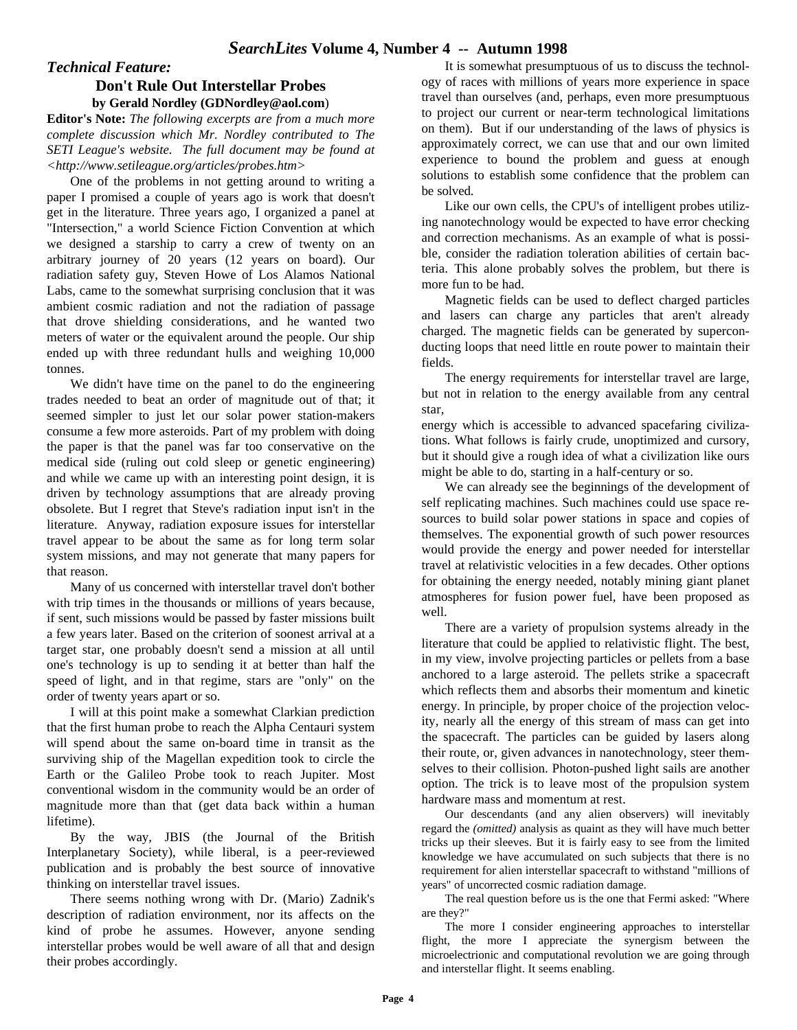## Technical Feature:

### Don't Rule Out Interstellar Probes

**by Gerald Nordley (GDNordley@aol.com)**

**Editor's Note:** *The following excerpts are from a much more complete discussion which Mr. Nordley contributed to The SETI League's website. The full document may be found at <http://www.setileague.org/articles/probes.htm>*

One of the problems in not getting around to writing a paper I promised a couple of years ago is work that doesn't get in the literature. Three years ago, I organized a panel at "Intersection," a world Science Fiction Convention at which we designed a starship to carry a crew of twenty on an arbitrary journey of 20 years (12 years on board). Our radiation safety guy, Steven Howe of Los Alamos National Labs, came to the somewhat surprising conclusion that it was ambient cosmic radiation and not the radiation of passage that drove shielding considerations, and he wanted two meters of water or the equivalent around the people. Our ship ended up with three redundant hulls and weighing 10,000 tonnes.

We didn't have time on the panel to do the engineering trades needed to beat an order of magnitude out of that; it seemed simpler to just let our solar power station-makers consume a few more asteroids. Part of my problem with doing the paper is that the panel was far too conservative on the medical side (ruling out cold sleep or genetic engineering) and while we came up with an interesting point design, it is driven by technology assumptions that are already proving obsolete. But I regret that Steve's radiation input isn't in the literature. Anyway, radiation exposure issues for interstellar travel appear to be about the same as for long term solar system missions, and may not generate that many papers for that reason.

Many of us concerned with interstellar travel don't bother with trip times in the thousands or millions of years because, if sent, such missions would be passed by faster missions built a few years later. Based on the criterion of soonest arrival at a target star, one probably doesn't send a mission at all until one's technology is up to sending it at better than half the speed of light, and in that regime, stars are "only" on the order of twenty years apart or so.

I will at this point make a somewhat Clarkian prediction that the first human probe to reach the Alpha Centauri system will spend about the same on-board time in transit as the surviving ship of the Magellan expedition took to circle the Earth or the Galileo Probe took to reach Jupiter. Most conventional wisdom in the community would be an order of magnitude more than that (get data back within a human lifetime).

By the way, JBIS (the Journal of the British Interplanetary Society), while liberal, is a peer-reviewed publication and is probably the best source of innovative thinking on interstellar travel issues.

There seems nothing wrong with Dr. (Mario) Zadnik's description of radiation environment, nor its affects on the kind of probe he assumes. However, anyone sending interstellar probes would be well aware of all that and design their probes accordingly.

It is somewhat presumptuous of us to discuss the technology of races with millions of years more experience in space travel than ourselves (and, perhaps, even more presumptuous to project our current or near-term technological limitations on them). But if our understanding of the laws of physics is approximately correct, we can use that and our own limited experience to bound the problem and guess at enough solutions to establish some confidence that the problem can be solved.

Like our own cells, the CPU's of intelligent probes utilizing nanotechnology would be expected to have error checking and correction mechanisms. As an example of what is possible, consider the radiation toleration abilities of certain bacteria. This alone probably solves the problem, but there is more fun to be had.

Magnetic fields can be used to deflect charged particles and lasers can charge any particles that aren't already charged. The magnetic fields can be generated by superconducting loops that need little en route power to maintain their fields.

The energy requirements for interstellar travel are large, but not in relation to the energy available from any central star, energy which is accessible to advanced spacefaring civilizations. What follows is fairly crude, unoptimized and cursory, but it should give a rough idea of what a civilization like ours might be able to do, starting in a half-century or so.

We can already see the beginnings of the development of self replicating machines. Such machines could use space resources to build solar power stations in space and copies of themselves. The exponential growth of such power resources would provide the energy and power needed for interstellar travel at relativistic velocities in a few decades. Other options for obtaining the energy needed, notably mining giant planet atmospheres for fusion power fuel, have been proposed as well.

There are a variety of propulsion systems already in the literature that could be applied to relativistic flight. The best, in my view, involve projecting particles or pellets from a base anchored to a large asteroid. The pellets strike a spacecraft which reflects them and absorbs their momentum and kinetic energy. In principle, by proper choice of the projection velocity, nearly all the energy of this stream of mass can get into the spacecraft. The particles can be guided by lasers along their route, or, given advances in nanotechnology, steer themselves to their collision. Photon-pushed light sails are another option. The trick is to leave most of the propulsion system hardware mass and momentum at rest.

Our descendants (and any alien observers) will inevitably regard the *(omitted)* analysis as quaint as they will have much better tricks up their sleeves. But it is fairly easy to see from the limited knowledge we have accumulated on such subjects that there is no requirement for alien interstellar spacecraft to withstand "millions of years" of uncorrected cosmic radiation damage.

The real question before us is the one that Fermi asked: "Where are they?"

The more I consider engineering approaches to interstellar flight, the more I appreciate the synergism between the microelectrionic and computational revolution we are going through and interstellar flight. It seems enabling.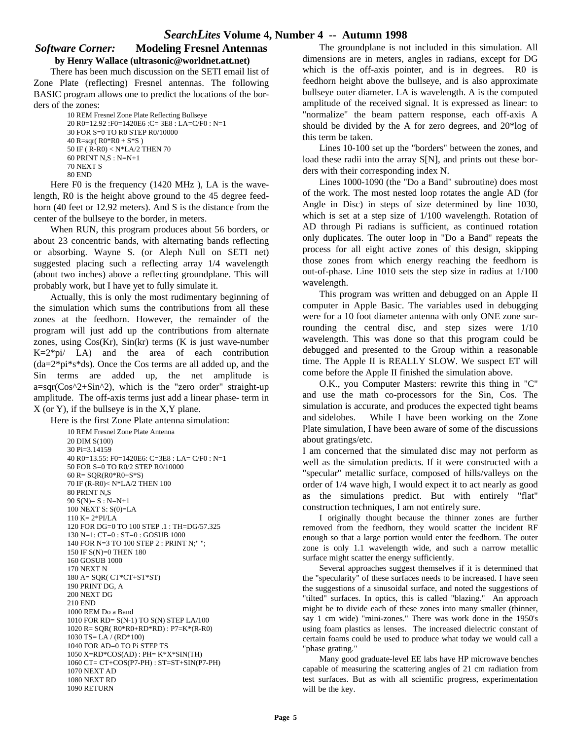## *Software Corner:* Modeling Fresnel Antennas

**by Henry Wallace (ultrasonic@worldnet.att.net)**

There has been much discussion on the SETI email list of Zone Plate (reflecting) Fresnel antennas. The following BASIC program allows one to predict the locations of the borders of the zones:

```
10 REM Fresnel Zone Plate Reflecting Bullseye
20 R0=12.92 :F0=1420E6 :C= 3E8 : LA=C/F0 : N=1
30 FOR S=0 TO R0 STEP R0/10000
40 R=sqr( R0*R0 + S*S )
50 IF ( R-R0) < N*LA/2 THEN 70
60 PRINT N,S : N=N+1
70 NEXT S
80 END
```

Here F0 is the frequency (1420 MHz ), LA is the wavelength, R0 is the height above ground to the 45 degree feedhorn (40 feet or 12.92 meters). And S is the distance from the center of the bullseye to the border, in meters.

When RUN, this program produces about 56 borders, or about 23 concentric bands, with alternating bands reflecting or absorbing. Wayne S. (or Aleph Null on SETI net) suggested placing such a reflecting array 1/4 wavelength (about two inches) above a reflecting groundplane. This will probably work, but I have yet to fully simulate it.

Actually, this is only the most rudimentary beginning of the simulation which sums the contributions from all these zones at the feedhorn. However, the remainder of the program will just add up the contributions from alternate zones, using Cos(Kr), Sin(kr) terms (K is just wave-number K=2*pi/ LA) and the area of each contribution (da=2*pi*s*ds). Once the Cos terms are all added up, and the Sin terms are added up, the net amplitude is a=sqr(Cos^2+Sin^2), which is the "zero order" straight-up amplitude. The off-axis terms just add a linear phase- term in X (or Y), if the bullseye is in the X,Y plane.

Here is the first Zone Plate antenna simulation:

```
10 REM Fresnel Zone Plate Antenna
20 DIM S(100)
30 Pi=3.14159
40 R0=13.55: F0=1420E6: C=3E8 : LA= C/F0 : N=1
50 FOR S=0 TO R0/2 STEP R0/10000
60 R= SQR(R0*R0+S*S)
70 IF (R-R0)< N*LA/2 THEN 100
80 PRINT N,S
90 S(N)= S : N=N+1
100 NEXT S: S(0)=LA
110 K= 2*PI/LA
120 FOR DG=0 TO 100 STEP .1 : TH=DG/57.325
130 N=1: CT=0 : ST=0 : GOSUB 1000
140 FOR N=3 TO 100 STEP 2 : PRINT N;" ";
150 IF S(N)=0 THEN 180
160 GOSUB 1000
170 NEXT N
180 A= SQR( CT*CT+ST*ST)
190 PRINT DG, A
200 NEXT DG
210 END
1000 REM Do a Band
1010 FOR RD= S(N-1) TO S(N) STEP LA/100
1020 R= SQR( R0*R0+RD*RD) : P7=K*(R-R0)
1030 TS= LA / (RD*100)
1040 FOR AD=0 TO Pi STEP TS
1050 X=RD*COS(AD) : PH= K*X*SIN(TH)
1060 CT= CT+COS(P7-PH) : ST=ST+SIN(P7-PH)
1070 NEXT AD
1080 NEXT RD
1090 RETURN
```

The groundplane is not included in this simulation. All dimensions are in meters, angles in radians, except for DG which is the off-axis pointer, and is in degrees. R0 is feedhorn height above the bullseye, and is also approximate bullseye outer diameter. LA is wavelength. A is the computed amplitude of the received signal. It is expressed as linear: to "normalize" the beam pattern response, each off-axis A should be divided by the A for zero degrees, and 20*log of this term be taken.

Lines 10-100 set up the "borders" between the zones, and load these radii into the array S[N], and prints out these borders with their corresponding index N.

Lines 1000-1090 (the "Do a Band" subroutine) does most of the work. The most nested loop rotates the angle AD (for Angle in Disc) in steps of size determined by line 1030, which is set at a step size of 1/100 wavelength. Rotation of AD through Pi radians is sufficient, as continued rotation only duplicates. The outer loop in "Do a Band" repeats the process for all eight active zones of this design, skipping those zones from which energy reaching the feedhorn is out-of-phase. Line 1010 sets the step size in radius at 1/100 wavelength.

This program was written and debugged on an Apple II computer in Apple Basic. The variables used in debugging were for a 10 foot diameter antenna with only ONE zone surrounding the central disc, and step sizes were 1/10 wavelength. This was done so that this program could be debugged and presented to the Group within a reasonable time. The Apple II is REALLY SLOW. We suspect ET will come before the Apple II finished the simulation above.

O.K., you Computer Masters: rewrite this thing in "C" and use the math co-processors for the Sin, Cos. The simulation is accurate, and produces the expected tight beams and sidelobes. While I have been working on the Zone Plate simulation, I have been aware of some of the discussions about gratings/etc.

I am concerned that the simulated disc may not perform as well as the simulation predicts. If it were constructed with a "specular" metallic surface, composed of hills/valleys on the order of 1/4 wave high, I would expect it to act nearly as good as the simulations predict. But with entirely "flat" construction techniques, I am not entirely sure.

I originally thought because the thinner zones are further removed from the feedhorn, they would scatter the incident RF enough so that a large portion would enter the feedhorn. The outer zone is only 1.1 wavelength wide, and such a narrow metallic surface might scatter the energy sufficiently.

Several approaches suggest themselves if it is determined that the "specularity" of these surfaces needs to be increased. I have seen the suggestions of a sinusoidal surface, and noted the suggestions of "tilted" surfaces. In optics, this is called "blazing." An approach might be to divide each of these zones into many smaller (thinner, say 1 cm wide) "mini-zones." There was work done in the 1950's using foam plastics as lenses. The increased dielectric constant of certain foams could be used to produce what today we would call a "phase grating."

Many good graduate-level EE labs have HP microwave benches capable of measuring the scattering angles of 21 cm radiation from test surfaces. But as with all scientific progress, experimentation will be the key.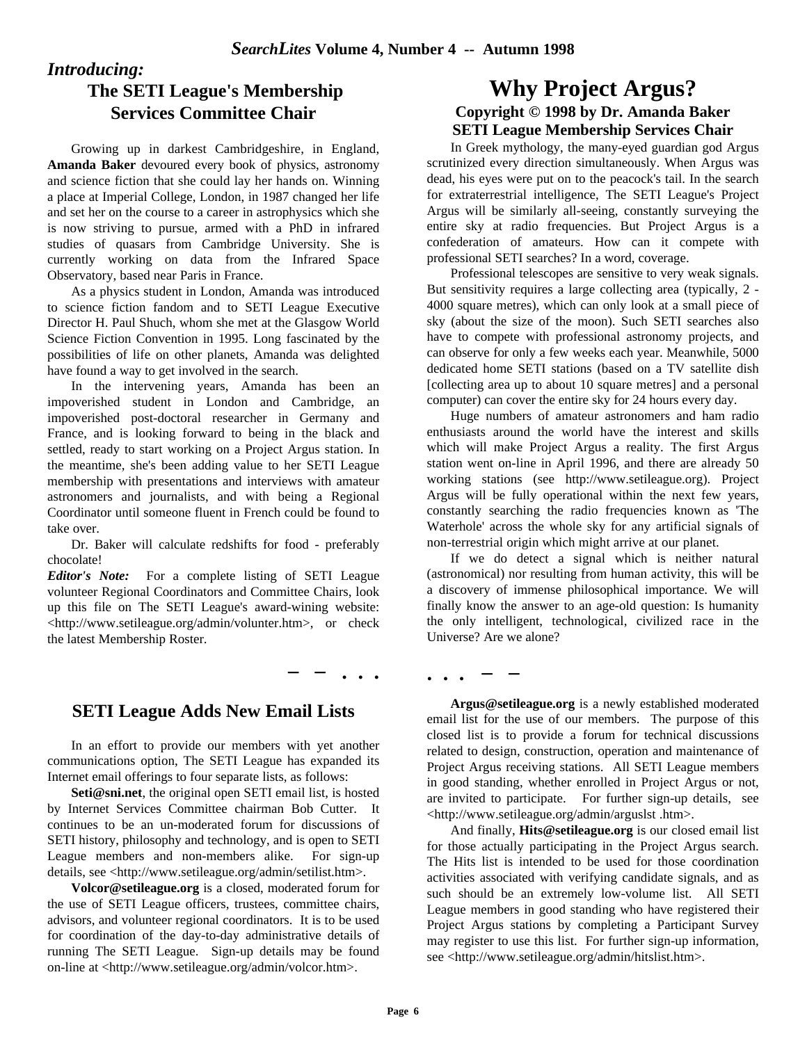## *Introducing:*

## The SETI League's Membership Services Committee Chair

Growing up in darkest Cambridgeshire, in England, **Amanda Baker** devoured every book of physics, astronomy and science fiction that she could lay her hands on. Winning a place at Imperial College, London, in 1987 changed her life and set her on the course to a career in astrophysics which she is now striving to pursue, armed with a PhD in infrared studies of quasars from Cambridge University. She is currently working on data from the Infrared Space Observatory, based near Paris in France.

As a physics student in London, Amanda was introduced to science fiction fandom and to SETI League Executive Director H. Paul Shuch, whom she met at the Glasgow World Science Fiction Convention in 1995. Long fascinated by the possibilities of life on other planets, Amanda was delighted have found a way to get involved in the search.

In the intervening years, Amanda has been an impoverished student in London and Cambridge, an impoverished post-doctoral researcher in Germany and France, and is looking forward to being in the black and settled, ready to start working on a Project Argus station. In the meantime, she's been adding value to her SETI League membership with presentations and interviews with amateur astronomers and journalists, and with being a Regional Coordinator until someone fluent in French could be found to take over.

Dr. Baker will calculate redshifts for food - preferably chocolate!

***Editor's Note:*** For a complete listing of SETI League volunteer Regional Coordinators and Committee Chairs, look up this file on The SETI League's award-wining website: <http://www.setileague.org/admin/volunter.htm>, or check the latest Membership Roster.

# Why Project Argus?

### Copyright © 1998 by Dr. Amanda Baker
### SETI League Membership Services Chair

In Greek mythology, the many-eyed guardian god Argus scrutinized every direction simultaneously. When Argus was dead, his eyes were put on to the peacock's tail. In the search for extraterrestrial intelligence, The SETI League's Project Argus will be similarly all-seeing, constantly surveying the entire sky at radio frequencies. But Project Argus is a confederation of amateurs. How can it compete with professional SETI searches? In a word, coverage.

Professional telescopes are sensitive to very weak signals. But sensitivity requires a large collecting area (typically, 2 - 4000 square metres), which can only look at a small piece of sky (about the size of the moon). Such SETI searches also have to compete with professional astronomy projects, and can observe for only a few weeks each year. Meanwhile, 5000 dedicated home SETI stations (based on a TV satellite dish [collecting area up to about 10 square metres] and a personal computer) can cover the entire sky for 24 hours every day.

Huge numbers of amateur astronomers and ham radio enthusiasts around the world have the interest and skills which will make Project Argus a reality. The first Argus station went on-line in April 1996, and there are already 50 working stations (see http://www.setileague.org). Project Argus will be fully operational within the next few years, constantly searching the radio frequencies known as 'The Waterhole' across the whole sky for any artificial signals of non-terrestrial origin which might arrive at our planet.

If we do detect a signal which is neither natural (astronomical) nor resulting from human activity, this will be a discovery of immense philosophical importance. We will finally know the answer to an age-old question: Is humanity the only intelligent, technological, civilized race in the Universe? Are we alone?

– – . . . . . . – –

## SETI League Adds New Email Lists

In an effort to provide our members with yet another communications option, The SETI League has expanded its Internet email offerings to four separate lists, as follows:

**Seti@sni.net**, the original open SETI email list, is hosted by Internet Services Committee chairman Bob Cutter. It continues to be an un-moderated forum for discussions of SETI history, philosophy and technology, and is open to SETI League members and non-members alike. For sign-up details, see <http://www.setileague.org/admin/setilist.htm>.

**Volcor@setileague.org** is a closed, moderated forum for the use of SETI League officers, trustees, committee chairs, advisors, and volunteer regional coordinators. It is to be used for coordination of the day-to-day administrative details of running The SETI League. Sign-up details may be found on-line at <http://www.setileague.org/admin/volcor.htm>.

**Argus@setileague.org** is a newly established moderated email list for the use of our members. The purpose of this closed list is to provide a forum for technical discussions related to design, construction, operation and maintenance of Project Argus receiving stations. All SETI League members in good standing, whether enrolled in Project Argus or not, are invited to participate. For further sign-up details, see <http://www.setileague.org/admin/arguslst .htm>.

And finally, **Hits@setileague.org** is our closed email list for those actually participating in the Project Argus search. The Hits list is intended to be used for those coordination activities associated with verifying candidate signals, and as such should be an extremely low-volume list. All SETI League members in good standing who have registered their Project Argus stations by completing a Participant Survey may register to use this list. For further sign-up information, see <http://www.setileague.org/admin/hitslist.htm>.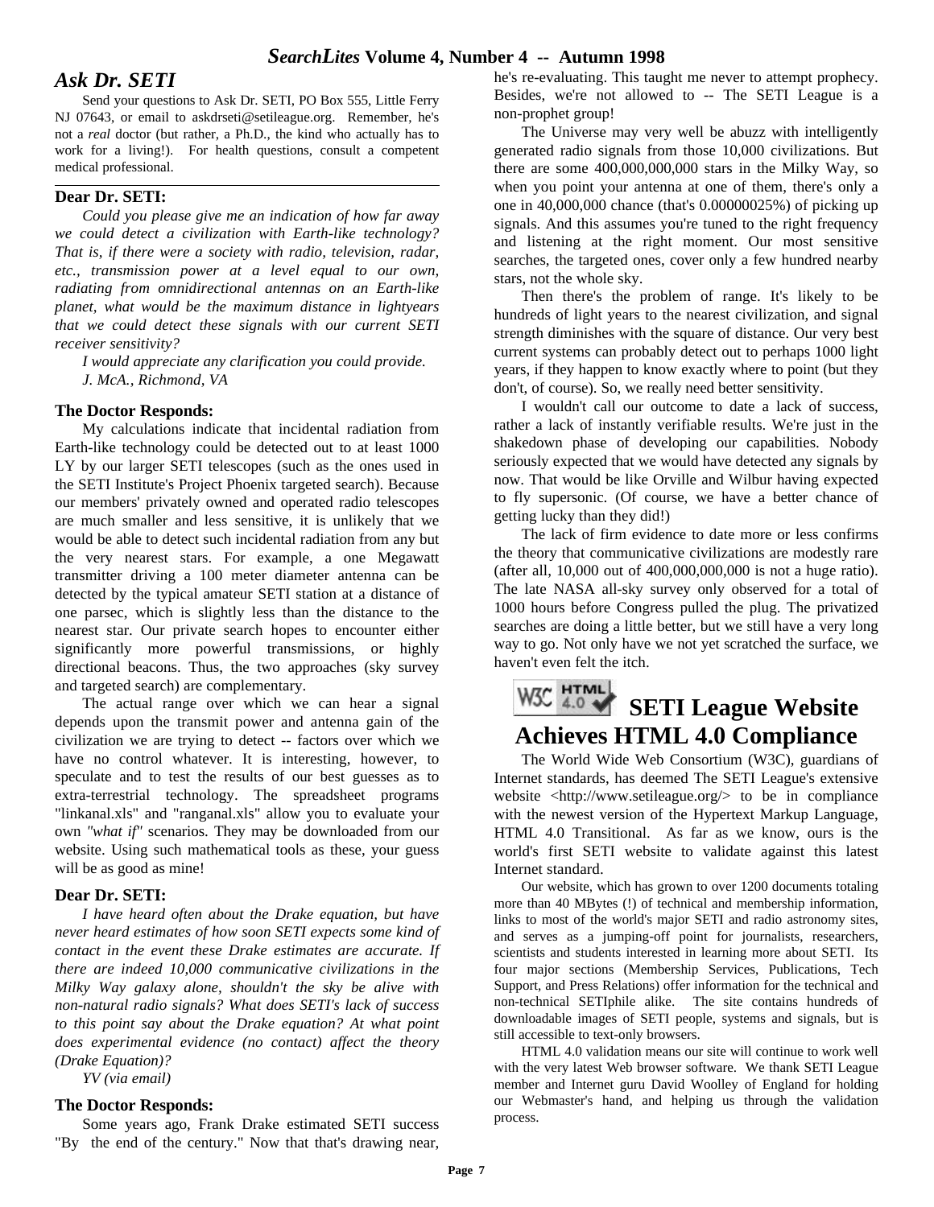## *Ask Dr. SETI*

Send your questions to Ask Dr. SETI, PO Box 555, Little Ferry NJ 07643, or email to askdrseti@setileague.org. Remember, he's not a *real* doctor (but rather, a Ph.D., the kind who actually has to work for a living!). For health questions, consult a competent medical professional.

---

**Dear Dr. SETI:**

*Could you please give me an indication of how far away we could detect a civilization with Earth-like technology? That is, if there were a society with radio, television, radar, etc., transmission power at a level equal to our own, radiating from omnidirectional antennas on an Earth-like planet, what would be the maximum distance in lightyears that we could detect these signals with our current SETI receiver sensitivity?*

*I would appreciate any clarification you could provide.*

*J. McA., Richmond, VA*

**The Doctor Responds:**

My calculations indicate that incidental radiation from Earth-like technology could be detected out to at least 1000 LY by our larger SETI telescopes (such as the ones used in the SETI Institute's Project Phoenix targeted search). Because our members' privately owned and operated radio telescopes are much smaller and less sensitive, it is unlikely that we would be able to detect such incidental radiation from any but the very nearest stars. For example, a one Megawatt transmitter driving a 100 meter diameter antenna can be detected by the typical amateur SETI station at a distance of one parsec, which is slightly less than the distance to the nearest star. Our private search hopes to encounter either significantly more powerful transmissions, or highly directional beacons. Thus, the two approaches (sky survey and targeted search) are complementary.

The actual range over which we can hear a signal depends upon the transmit power and antenna gain of the civilization we are trying to detect -- factors over which we have no control whatever. It is interesting, however, to speculate and to test the results of our best guesses as to extra-terrestrial technology. The spreadsheet programs "linkanal.xls" and "ranganal.xls" allow you to evaluate your own *"what if"* scenarios. They may be downloaded from our website. Using such mathematical tools as these, your guess will be as good as mine!

**Dear Dr. SETI:**

*I have heard often about the Drake equation, but have never heard estimates of how soon SETI expects some kind of contact in the event these Drake estimates are accurate. If there are indeed 10,000 communicative civilizations in the Milky Way galaxy alone, shouldn't the sky be alive with non-natural radio signals? What does SETI's lack of success to this point say about the Drake equation? At what point does experimental evidence (no contact) affect the theory (Drake Equation)?*

*YV (via email)*

**The Doctor Responds:**

Some years ago, Frank Drake estimated SETI success "By the end of the century." Now that that's drawing near, he's re-evaluating. This taught me never to attempt prophecy. Besides, we're not allowed to -- The SETI League is a non-prophet group!

The Universe may very well be abuzz with intelligently generated radio signals from those 10,000 civilizations. But there are some 400,000,000,000 stars in the Milky Way, so when you point your antenna at one of them, there's only a one in 40,000,000 chance (that's 0.00000025%) of picking up signals. And this assumes you're tuned to the right frequency and listening at the right moment. Our most sensitive searches, the targeted ones, cover only a few hundred nearby stars, not the whole sky.

Then there's the problem of range. It's likely to be hundreds of light years to the nearest civilization, and signal strength diminishes with the square of distance. Our very best current systems can probably detect out to perhaps 1000 light years, if they happen to know exactly where to point (but they don't, of course). So, we really need better sensitivity.

I wouldn't call our outcome to date a lack of success, rather a lack of instantly verifiable results. We're just in the shakedown phase of developing our capabilities. Nobody seriously expected that we would have detected any signals by now. That would be like Orville and Wilbur having expected to fly supersonic. (Of course, we have a better chance of getting lucky than they did!)

The lack of firm evidence to date more or less confirms the theory that communicative civilizations are modestly rare (after all, 10,000 out of 400,000,000,000 is not a huge ratio). The late NASA all-sky survey only observed for a total of 1000 hours before Congress pulled the plug. The privatized searches are doing a little better, but we still have a very long way to go. Not only have we not yet scratched the surface, we haven't even felt the itch.

## SETI League Website Achieves HTML 4.0 Compliance

The World Wide Web Consortium (W3C), guardians of Internet standards, has deemed The SETI League's extensive website <http://www.setileague.org/> to be in compliance with the newest version of the Hypertext Markup Language, HTML 4.0 Transitional. As far as we know, ours is the world's first SETI website to validate against this latest Internet standard.

Our website, which has grown to over 1200 documents totaling more than 40 MBytes (!) of technical and membership information, links to most of the world's major SETI and radio astronomy sites, and serves as a jumping-off point for journalists, researchers, scientists and students interested in learning more about SETI. Its four major sections (Membership Services, Publications, Tech Support, and Press Relations) offer information for the technical and non-technical SETIphile alike. The site contains hundreds of downloadable images of SETI people, systems and signals, but is still accessible to text-only browsers.

HTML 4.0 validation means our site will continue to work well with the very latest Web browser software. We thank SETI League member and Internet guru David Woolley of England for holding our Webmaster's hand, and helping us through the validation process.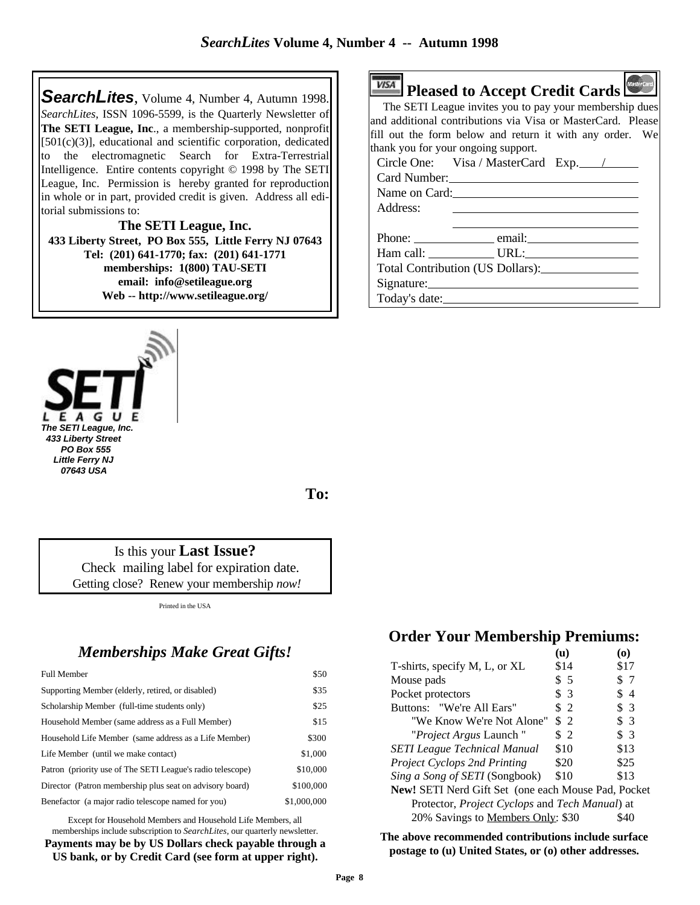***SearchLites***, Volume 4, Number 4, Autumn 1998. *SearchLites*, ISSN 1096-5599, is the Quarterly Newsletter of **The SETI League, Inc**., a membership-supported, nonprofit [501(c)(3)], educational and scientific corporation, dedicated to the electromagnetic Search for Extra-Terrestrial Intelligence. Entire contents copyright © 1998 by The SETI League, Inc. Permission is hereby granted for reproduction in whole or in part, provided credit is given. Address all editorial submissions to:

**The SETI League, Inc.**
**433 Liberty Street, PO Box 555, Little Ferry NJ 07643**
**Tel: (201) 641-1770; fax: (201) 641-1771**
**memberships: 1(800) TAU-SETI**
**email: info@setileague.org**
**Web -- http://www.setileague.org/**

## Pleased to Accept Credit Cards

The SETI League invites you to pay your membership dues and additional contributions via Visa or MasterCard. Please fill out the form below and return it with any order. We thank you for your ongoing support.

Circle One: Visa / MasterCard Exp. ___/___
Card Number: ______________
Name on Card: ______________
Address: ______________
______________
Phone: ________ email: ________
Ham call: ________ URL: ________
Total Contribution (US Dollars): ________
Signature: ______________
Today's date: ______________

***The SETI League, Inc.***
***433 Liberty Street***
***PO Box 555***
***Little Ferry NJ***
***07643 USA***

**To:**

Is this your **Last Issue?**
Check mailing label for expiration date.
Getting close? Renew your membership *now!*

Printed in the USA

## *Memberships Make Great Gifts!*

| | |
|---|---|
| Full Member | $50 |
| Supporting Member (elderly, retired, or disabled) | $35 |
| Scholarship Member (full-time students only) | $25 |
| Household Member (same address as a Full Member) | $15 |
| Household Life Member (same address as a Life Member) | $300 |
| Life Member (until we make contact) | $1,000 |
| Patron (priority use of The SETI League's radio telescope) | $10,000 |
| Director (Patron membership plus seat on advisory board) | $100,000 |
| Benefactor (a major radio telescope named for you) | $1,000,000 |

Except for Household Members and Household Life Members, all memberships include subscription to *SearchLites*, our quarterly newsletter.

**Payments may be by US Dollars check payable through a US bank, or by Credit Card (see form at upper right).**

## Order Your Membership Premiums:

| | (u) | (o) |
|---|---|---|
| T-shirts, specify M, L, or XL | $14 | $17 |
| Mouse pads | $ 5 | $ 7 |
| Pocket protectors | $ 3 | $ 4 |
| Buttons: "We're All Ears" | $ 2 | $ 3 |
| "We Know We're Not Alone" | $ 2 | $ 3 |
| "*Project Argus* Launch " | $ 2 | $ 3 |
| *SETI League Technical Manual* | $10 | $13 |
| *Project Cyclops 2nd Printing* | $20 | $25 |
| *Sing a Song of SETI* (Songbook) | $10 | $13 |
| **New!** SETI Nerd Gift Set (one each Mouse Pad, Pocket Protector, *Project Cyclops* and *Tech Manual*) at 20% Savings to Members Only: $30 | | $40 |

**The above recommended contributions include surface postage to (u) United States, or (o) other addresses.**